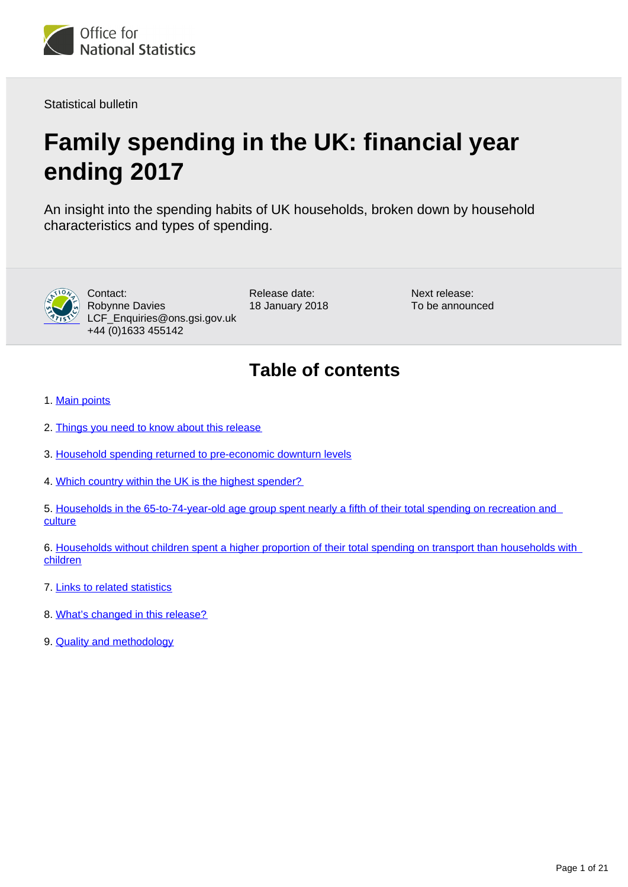Office for National Statistics

Statistical bulletin

# Family spending in the UK: financial year ending 2017

An insight into the spending habits of UK households, broken down by household characteristics and types of spending.

Contact:
Robynne Davies
LCF_Enquiries@ons.gsi.gov.uk
+44 (0)1633 455142

Release date:
18 January 2018

Next release:
To be announced

## Table of contents

1. Main points
2. Things you need to know about this release
3. Household spending returned to pre-economic downturn levels
4. Which country within the UK is the highest spender?
5. Households in the 65-to-74-year-old age group spent nearly a fifth of their total spending on recreation and culture
6. Households without children spent a higher proportion of their total spending on transport than households with children
7. Links to related statistics
8. What's changed in this release?
9. Quality and methodology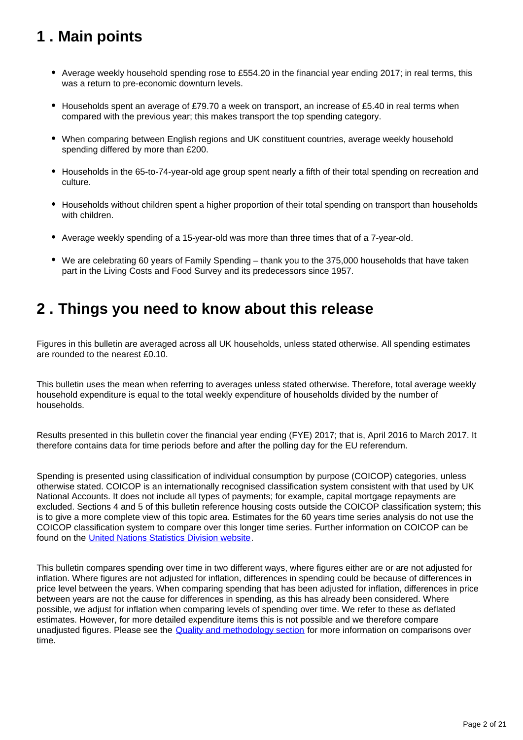## 1 . Main points

- Average weekly household spending rose to £554.20 in the financial year ending 2017; in real terms, this was a return to pre-economic downturn levels.
- Households spent an average of £79.70 a week on transport, an increase of £5.40 in real terms when compared with the previous year; this makes transport the top spending category.
- When comparing between English regions and UK constituent countries, average weekly household spending differed by more than £200.
- Households in the 65-to-74-year-old age group spent nearly a fifth of their total spending on recreation and culture.
- Households without children spent a higher proportion of their total spending on transport than households with children.
- Average weekly spending of a 15-year-old was more than three times that of a 7-year-old.
- We are celebrating 60 years of Family Spending – thank you to the 375,000 households that have taken part in the Living Costs and Food Survey and its predecessors since 1957.

## 2 . Things you need to know about this release

Figures in this bulletin are averaged across all UK households, unless stated otherwise. All spending estimates are rounded to the nearest £0.10.

This bulletin uses the mean when referring to averages unless stated otherwise. Therefore, total average weekly household expenditure is equal to the total weekly expenditure of households divided by the number of households.

Results presented in this bulletin cover the financial year ending (FYE) 2017; that is, April 2016 to March 2017. It therefore contains data for time periods before and after the polling day for the EU referendum.

Spending is presented using classification of individual consumption by purpose (COICOP) categories, unless otherwise stated. COICOP is an internationally recognised classification system consistent with that used by UK National Accounts. It does not include all types of payments; for example, capital mortgage repayments are excluded. Sections 4 and 5 of this bulletin reference housing costs outside the COICOP classification system; this is to give a more complete view of this topic area. Estimates for the 60 years time series analysis do not use the COICOP classification system to compare over this longer time series. Further information on COICOP can be found on the United Nations Statistics Division website.

This bulletin compares spending over time in two different ways, where figures either are or are not adjusted for inflation. Where figures are not adjusted for inflation, differences in spending could be because of differences in price level between the years. When comparing spending that has been adjusted for inflation, differences in price between years are not the cause for differences in spending, as this has already been considered. Where possible, we adjust for inflation when comparing levels of spending over time. We refer to these as deflated estimates. However, for more detailed expenditure items this is not possible and we therefore compare unadjusted figures. Please see the Quality and methodology section for more information on comparisons over time.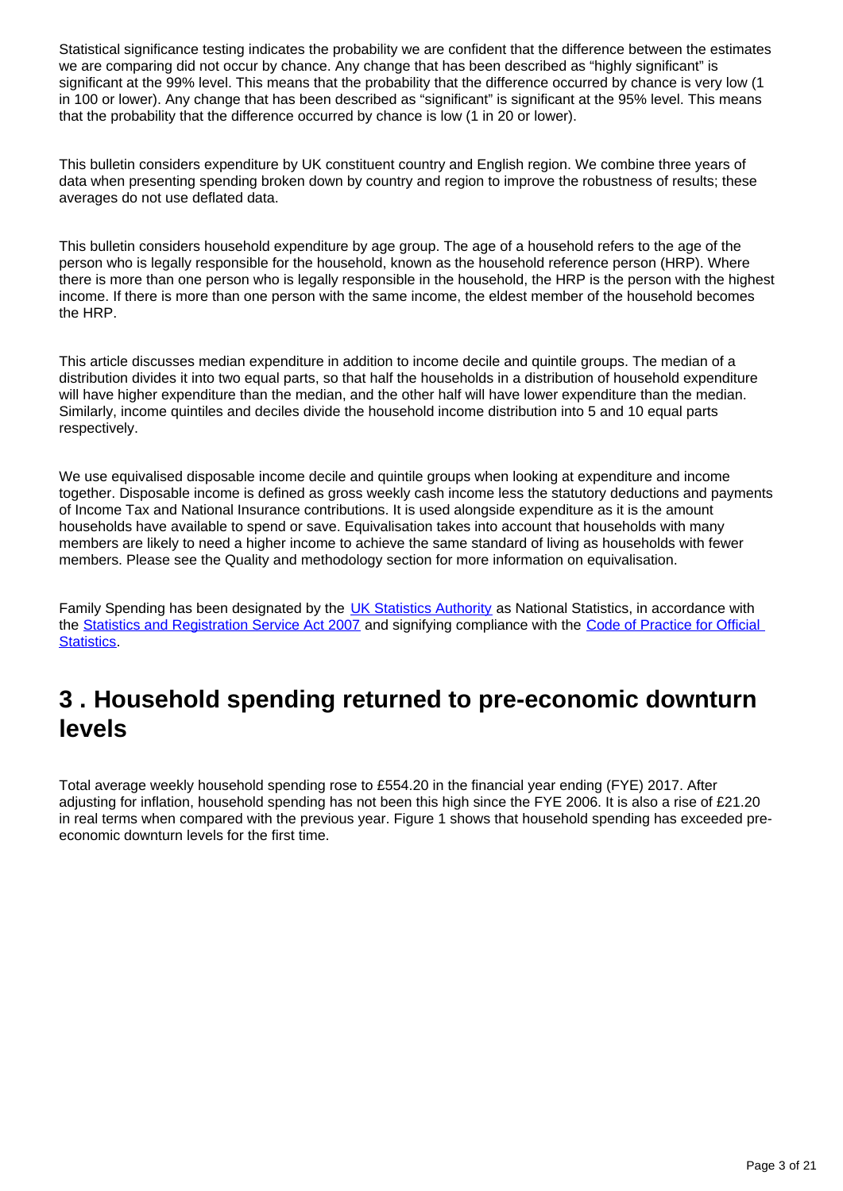Statistical significance testing indicates the probability we are confident that the difference between the estimates we are comparing did not occur by chance. Any change that has been described as "highly significant" is significant at the 99% level. This means that the probability that the difference occurred by chance is very low (1 in 100 or lower). Any change that has been described as "significant" is significant at the 95% level. This means that the probability that the difference occurred by chance is low (1 in 20 or lower).

This bulletin considers expenditure by UK constituent country and English region. We combine three years of data when presenting spending broken down by country and region to improve the robustness of results; these averages do not use deflated data.

This bulletin considers household expenditure by age group. The age of a household refers to the age of the person who is legally responsible for the household, known as the household reference person (HRP). Where there is more than one person who is legally responsible in the household, the HRP is the person with the highest income. If there is more than one person with the same income, the eldest member of the household becomes the HRP.

This article discusses median expenditure in addition to income decile and quintile groups. The median of a distribution divides it into two equal parts, so that half the households in a distribution of household expenditure will have higher expenditure than the median, and the other half will have lower expenditure than the median. Similarly, income quintiles and deciles divide the household income distribution into 5 and 10 equal parts respectively.

We use equivalised disposable income decile and quintile groups when looking at expenditure and income together. Disposable income is defined as gross weekly cash income less the statutory deductions and payments of Income Tax and National Insurance contributions. It is used alongside expenditure as it is the amount households have available to spend or save. Equivalisation takes into account that households with many members are likely to need a higher income to achieve the same standard of living as households with fewer members. Please see the Quality and methodology section for more information on equivalisation.

Family Spending has been designated by the [UK Statistics Authority](#) as National Statistics, in accordance with the [Statistics and Registration Service Act 2007](#) and signifying compliance with the [Code of Practice for Official Statistics](#).

## 3 . Household spending returned to pre-economic downturn levels

Total average weekly household spending rose to £554.20 in the financial year ending (FYE) 2017. After adjusting for inflation, household spending has not been this high since the FYE 2006. It is also a rise of £21.20 in real terms when compared with the previous year. Figure 1 shows that household spending has exceeded pre-economic downturn levels for the first time.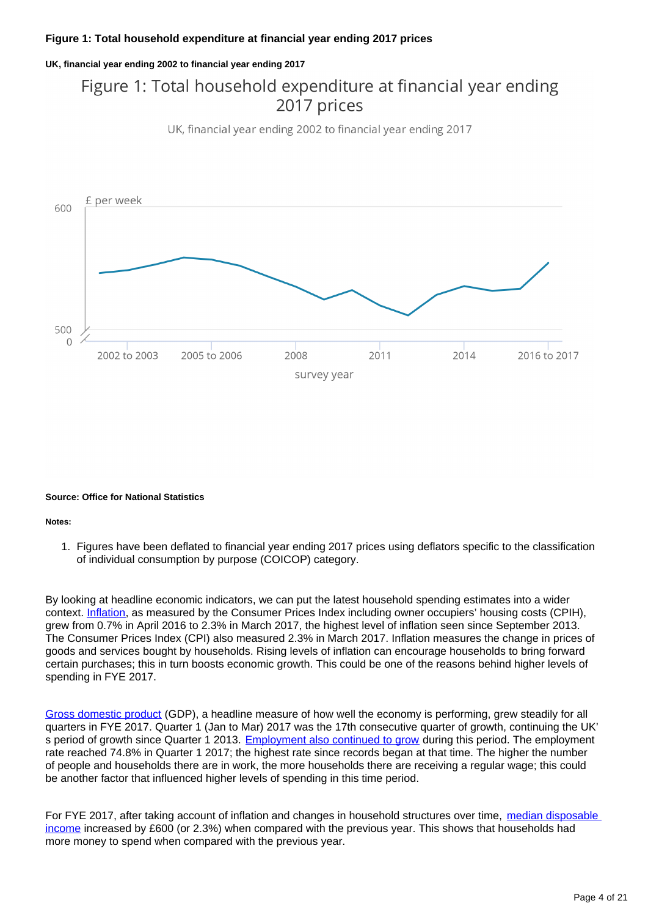**Figure 1: Total household expenditure at financial year ending 2017 prices**

**UK, financial year ending 2002 to financial year ending 2017**

Figure 1: Total household expenditure at financial year ending 2017 prices

UK, financial year ending 2002 to financial year ending 2017

£ per week

600

500

0

2002 to 2003 2005 to 2006 2008 2011 2014 2016 to 2017

survey year

**Source: Office for National Statistics**

**Notes:**

1. Figures have been deflated to financial year ending 2017 prices using deflators specific to the classification of individual consumption by purpose (COICOP) category.

By looking at headline economic indicators, we can put the latest household spending estimates into a wider context. [Inflation](), as measured by the Consumer Prices Index including owner occupiers' housing costs (CPIH), grew from 0.7% in April 2016 to 2.3% in March 2017, the highest level of inflation seen since September 2013. The Consumer Prices Index (CPI) also measured 2.3% in March 2017. Inflation measures the change in prices of goods and services bought by households. Rising levels of inflation can encourage households to bring forward certain purchases; this in turn boosts economic growth. This could be one of the reasons behind higher levels of spending in FYE 2017.

[Gross domestic product]() (GDP), a headline measure of how well the economy is performing, grew steadily for all quarters in FYE 2017. Quarter 1 (Jan to Mar) 2017 was the 17th consecutive quarter of growth, continuing the UK's period of growth since Quarter 1 2013. [Employment also continued to grow]() during this period. The employment rate reached 74.8% in Quarter 1 2017; the highest rate since records began at that time. The higher the number of people and households there are in work, the more households there are receiving a regular wage; this could be another factor that influenced higher levels of spending in this time period.

For FYE 2017, after taking account of inflation and changes in household structures over time, [median disposable income]() increased by £600 (or 2.3%) when compared with the previous year. This shows that households had more money to spend when compared with the previous year.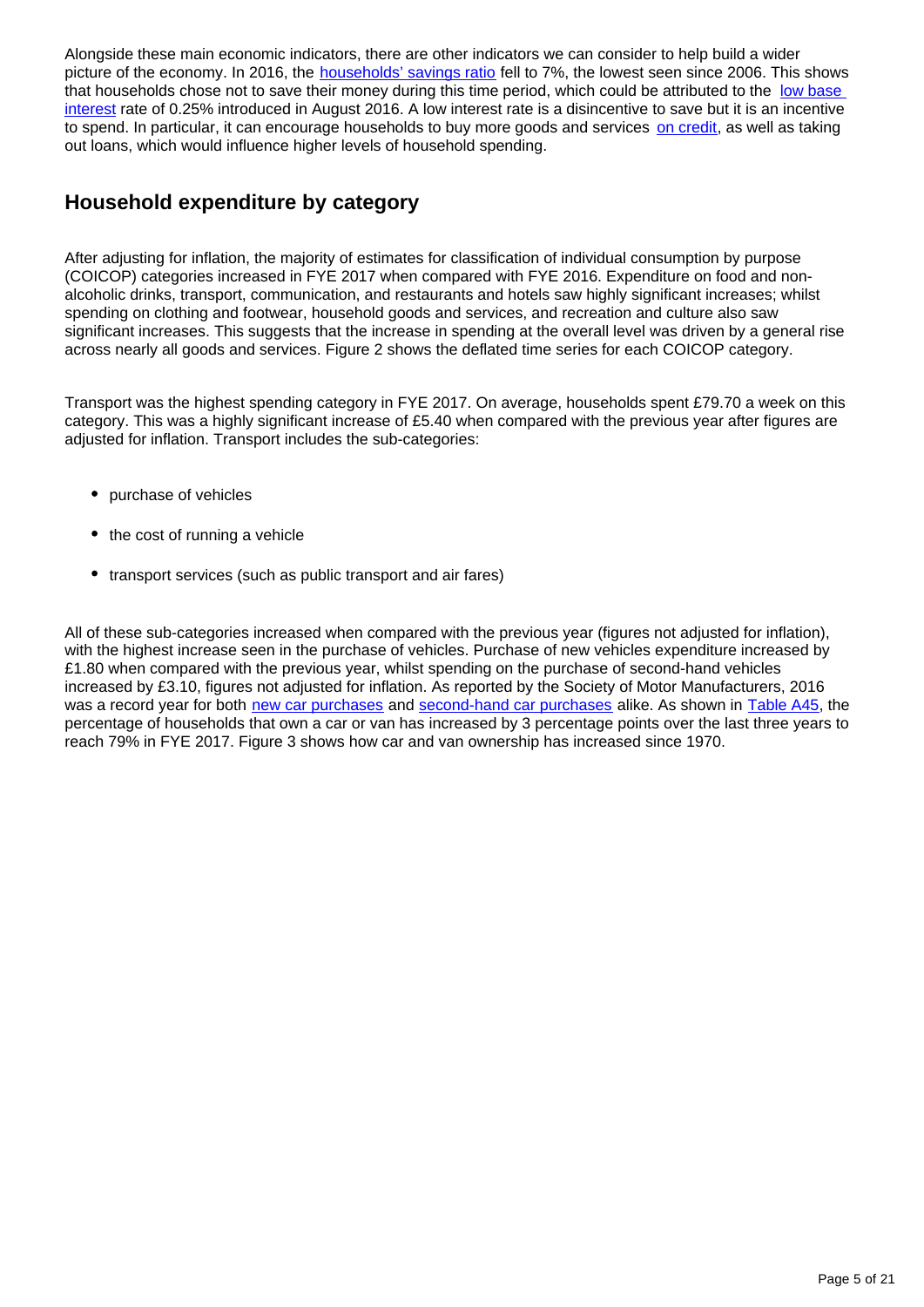Alongside these main economic indicators, there are other indicators we can consider to help build a wider picture of the economy. In 2016, the households' savings ratio fell to 7%, the lowest seen since 2006. This shows that households chose not to save their money during this time period, which could be attributed to the low base interest rate of 0.25% introduced in August 2016. A low interest rate is a disincentive to save but it is an incentive to spend. In particular, it can encourage households to buy more goods and services on credit, as well as taking out loans, which would influence higher levels of household spending.

## Household expenditure by category

After adjusting for inflation, the majority of estimates for classification of individual consumption by purpose (COICOP) categories increased in FYE 2017 when compared with FYE 2016. Expenditure on food and non-alcoholic drinks, transport, communication, and restaurants and hotels saw highly significant increases; whilst spending on clothing and footwear, household goods and services, and recreation and culture also saw significant increases. This suggests that the increase in spending at the overall level was driven by a general rise across nearly all goods and services. Figure 2 shows the deflated time series for each COICOP category.

Transport was the highest spending category in FYE 2017. On average, households spent £79.70 a week on this category. This was a highly significant increase of £5.40 when compared with the previous year after figures are adjusted for inflation. Transport includes the sub-categories:

- purchase of vehicles
- the cost of running a vehicle
- transport services (such as public transport and air fares)

All of these sub-categories increased when compared with the previous year (figures not adjusted for inflation), with the highest increase seen in the purchase of vehicles. Purchase of new vehicles expenditure increased by £1.80 when compared with the previous year, whilst spending on the purchase of second-hand vehicles increased by £3.10, figures not adjusted for inflation. As reported by the Society of Motor Manufacturers, 2016 was a record year for both new car purchases and second-hand car purchases alike. As shown in Table A45, the percentage of households that own a car or van has increased by 3 percentage points over the last three years to reach 79% in FYE 2017. Figure 3 shows how car and van ownership has increased since 1970.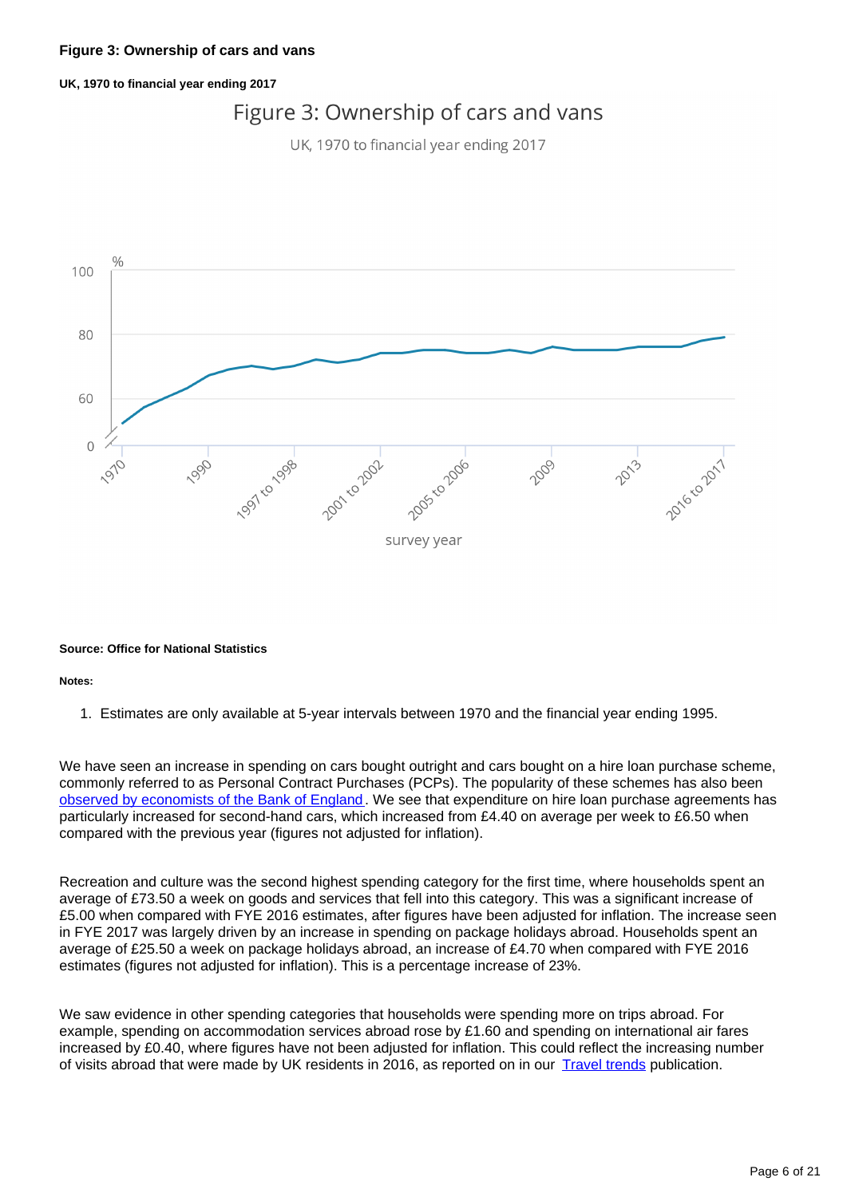**Figure 3: Ownership of cars and vans**

**UK, 1970 to financial year ending 2017**

Figure 3: Ownership of cars and vans

UK, 1970 to financial year ending 2017

%

100

80

60

0

1970, 1990, 1997 to 1998, 2001 to 2002, 2005 to 2006, 2009, 2013, 2016 to 2017

survey year

**Source: Office for National Statistics**

**Notes:**

1. Estimates are only available at 5-year intervals between 1970 and the financial year ending 1995.

We have seen an increase in spending on cars bought outright and cars bought on a hire loan purchase scheme, commonly referred to as Personal Contract Purchases (PCPs). The popularity of these schemes has also been [observed by economists of the Bank of England](). We see that expenditure on hire loan purchase agreements has particularly increased for second-hand cars, which increased from £4.40 on average per week to £6.50 when compared with the previous year (figures not adjusted for inflation).

Recreation and culture was the second highest spending category for the first time, where households spent an average of £73.50 a week on goods and services that fell into this category. This was a significant increase of £5.00 when compared with FYE 2016 estimates, after figures have been adjusted for inflation. The increase seen in FYE 2017 was largely driven by an increase in spending on package holidays abroad. Households spent an average of £25.50 a week on package holidays abroad, an increase of £4.70 when compared with FYE 2016 estimates (figures not adjusted for inflation). This is a percentage increase of 23%.

We saw evidence in other spending categories that households were spending more on trips abroad. For example, spending on accommodation services abroad rose by £1.60 and spending on international air fares increased by £0.40, where figures have not been adjusted for inflation. This could reflect the increasing number of visits abroad that were made by UK residents in 2016, as reported on in our [Travel trends]() publication.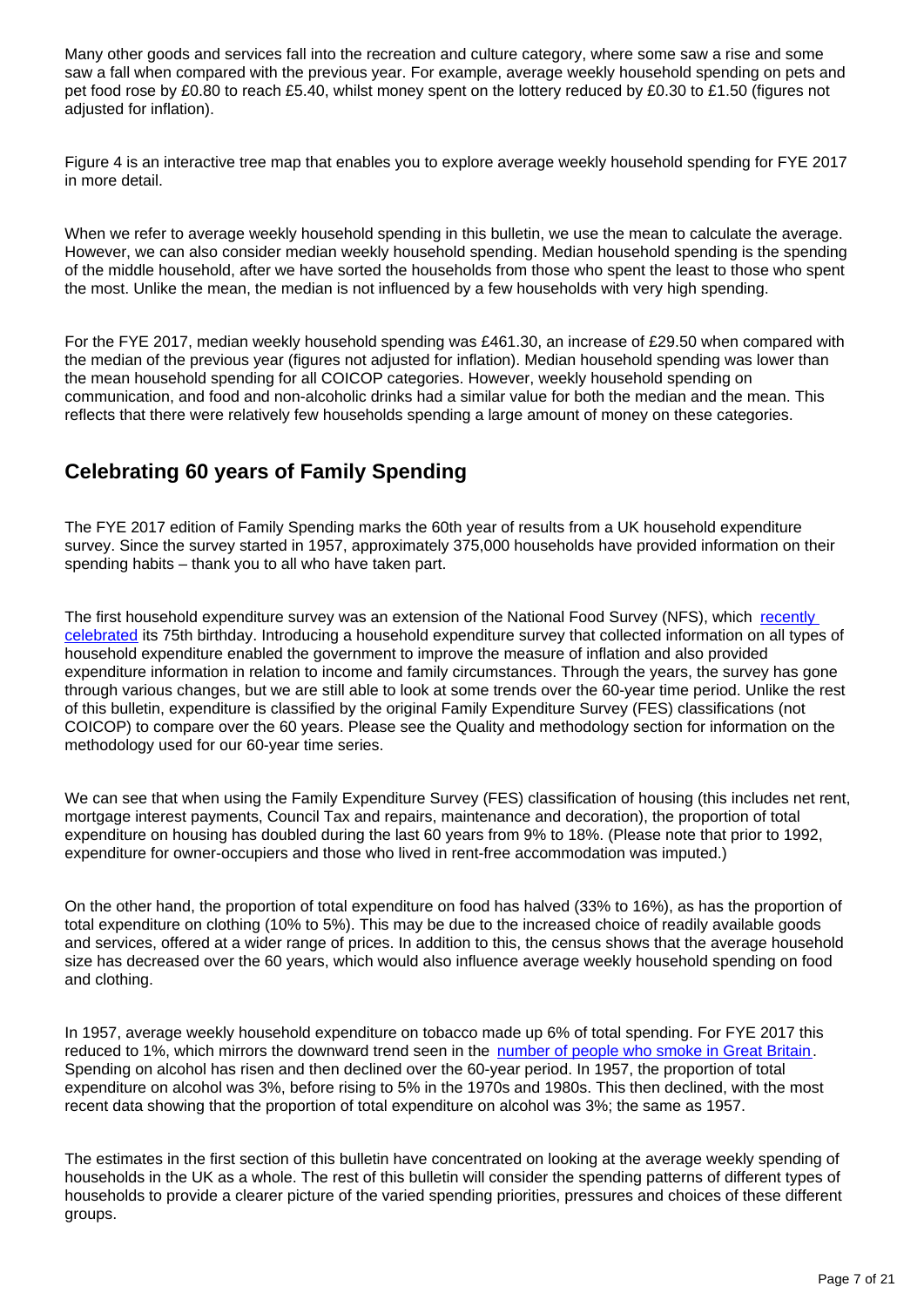Many other goods and services fall into the recreation and culture category, where some saw a rise and some saw a fall when compared with the previous year. For example, average weekly household spending on pets and pet food rose by £0.80 to reach £5.40, whilst money spent on the lottery reduced by £0.30 to £1.50 (figures not adjusted for inflation).

Figure 4 is an interactive tree map that enables you to explore average weekly household spending for FYE 2017 in more detail.

When we refer to average weekly household spending in this bulletin, we use the mean to calculate the average. However, we can also consider median weekly household spending. Median household spending is the spending of the middle household, after we have sorted the households from those who spent the least to those who spent the most. Unlike the mean, the median is not influenced by a few households with very high spending.

For the FYE 2017, median weekly household spending was £461.30, an increase of £29.50 when compared with the median of the previous year (figures not adjusted for inflation). Median household spending was lower than the mean household spending for all COICOP categories. However, weekly household spending on communication, and food and non-alcoholic drinks had a similar value for both the median and the mean. This reflects that there were relatively few households spending a large amount of money on these categories.

## Celebrating 60 years of Family Spending

The FYE 2017 edition of Family Spending marks the 60th year of results from a UK household expenditure survey. Since the survey started in 1957, approximately 375,000 households have provided information on their spending habits – thank you to all who have taken part.

The first household expenditure survey was an extension of the National Food Survey (NFS), which recently celebrated its 75th birthday. Introducing a household expenditure survey that collected information on all types of household expenditure enabled the government to improve the measure of inflation and also provided expenditure information in relation to income and family circumstances. Through the years, the survey has gone through various changes, but we are still able to look at some trends over the 60-year time period. Unlike the rest of this bulletin, expenditure is classified by the original Family Expenditure Survey (FES) classifications (not COICOP) to compare over the 60 years. Please see the Quality and methodology section for information on the methodology used for our 60-year time series.

We can see that when using the Family Expenditure Survey (FES) classification of housing (this includes net rent, mortgage interest payments, Council Tax and repairs, maintenance and decoration), the proportion of total expenditure on housing has doubled during the last 60 years from 9% to 18%. (Please note that prior to 1992, expenditure for owner-occupiers and those who lived in rent-free accommodation was imputed.)

On the other hand, the proportion of total expenditure on food has halved (33% to 16%), as has the proportion of total expenditure on clothing (10% to 5%). This may be due to the increased choice of readily available goods and services, offered at a wider range of prices. In addition to this, the census shows that the average household size has decreased over the 60 years, which would also influence average weekly household spending on food and clothing.

In 1957, average weekly household expenditure on tobacco made up 6% of total spending. For FYE 2017 this reduced to 1%, which mirrors the downward trend seen in the number of people who smoke in Great Britain. Spending on alcohol has risen and then declined over the 60-year period. In 1957, the proportion of total expenditure on alcohol was 3%, before rising to 5% in the 1970s and 1980s. This then declined, with the most recent data showing that the proportion of total expenditure on alcohol was 3%; the same as 1957.

The estimates in the first section of this bulletin have concentrated on looking at the average weekly spending of households in the UK as a whole. The rest of this bulletin will consider the spending patterns of different types of households to provide a clearer picture of the varied spending priorities, pressures and choices of these different groups.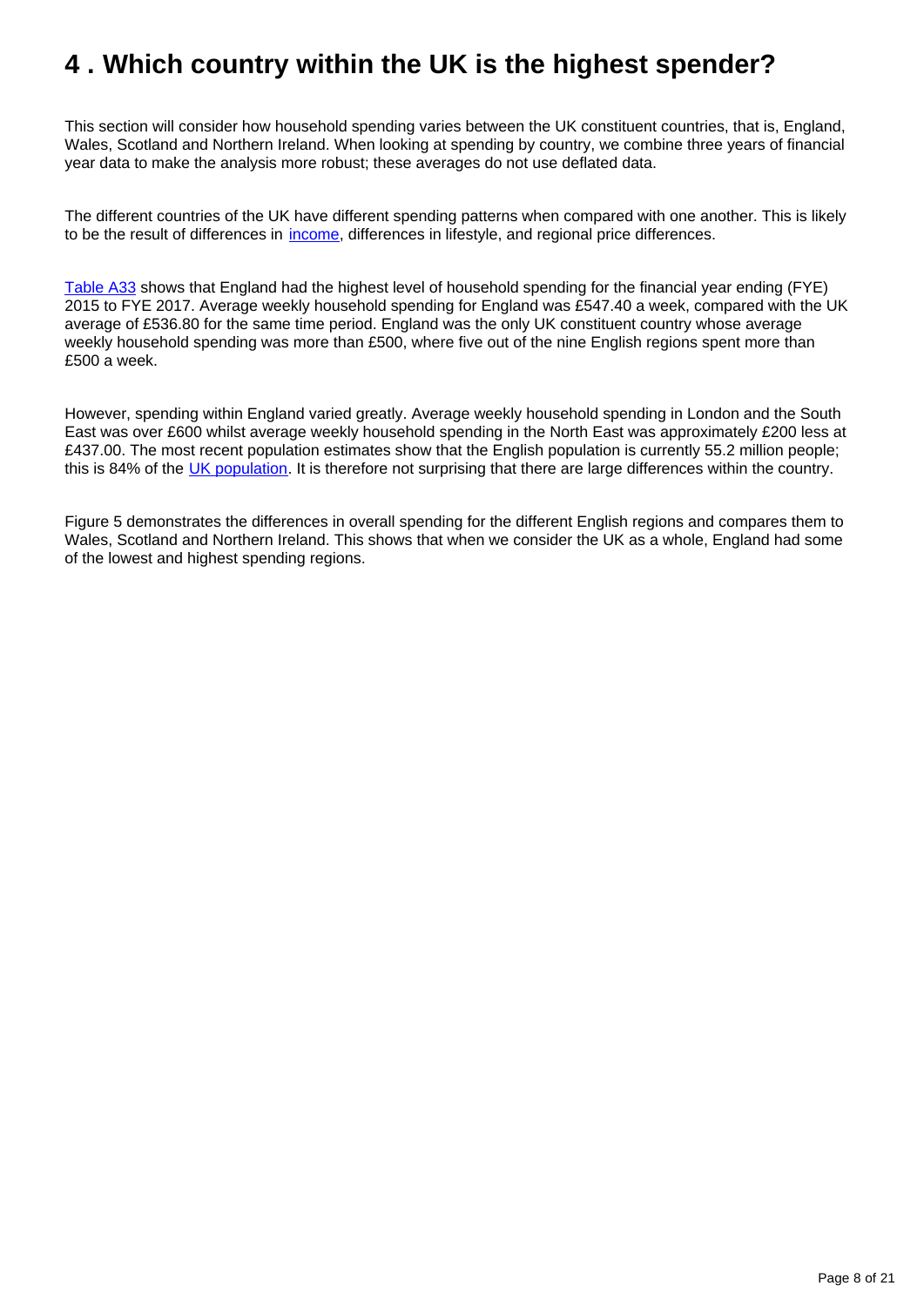# 4 . Which country within the UK is the highest spender?

This section will consider how household spending varies between the UK constituent countries, that is, England, Wales, Scotland and Northern Ireland. When looking at spending by country, we combine three years of financial year data to make the analysis more robust; these averages do not use deflated data.

The different countries of the UK have different spending patterns when compared with one another. This is likely to be the result of differences in income, differences in lifestyle, and regional price differences.

Table A33 shows that England had the highest level of household spending for the financial year ending (FYE) 2015 to FYE 2017. Average weekly household spending for England was £547.40 a week, compared with the UK average of £536.80 for the same time period. England was the only UK constituent country whose average weekly household spending was more than £500, where five out of the nine English regions spent more than £500 a week.

However, spending within England varied greatly. Average weekly household spending in London and the South East was over £600 whilst average weekly household spending in the North East was approximately £200 less at £437.00. The most recent population estimates show that the English population is currently 55.2 million people; this is 84% of the UK population. It is therefore not surprising that there are large differences within the country.

Figure 5 demonstrates the differences in overall spending for the different English regions and compares them to Wales, Scotland and Northern Ireland. This shows that when we consider the UK as a whole, England had some of the lowest and highest spending regions.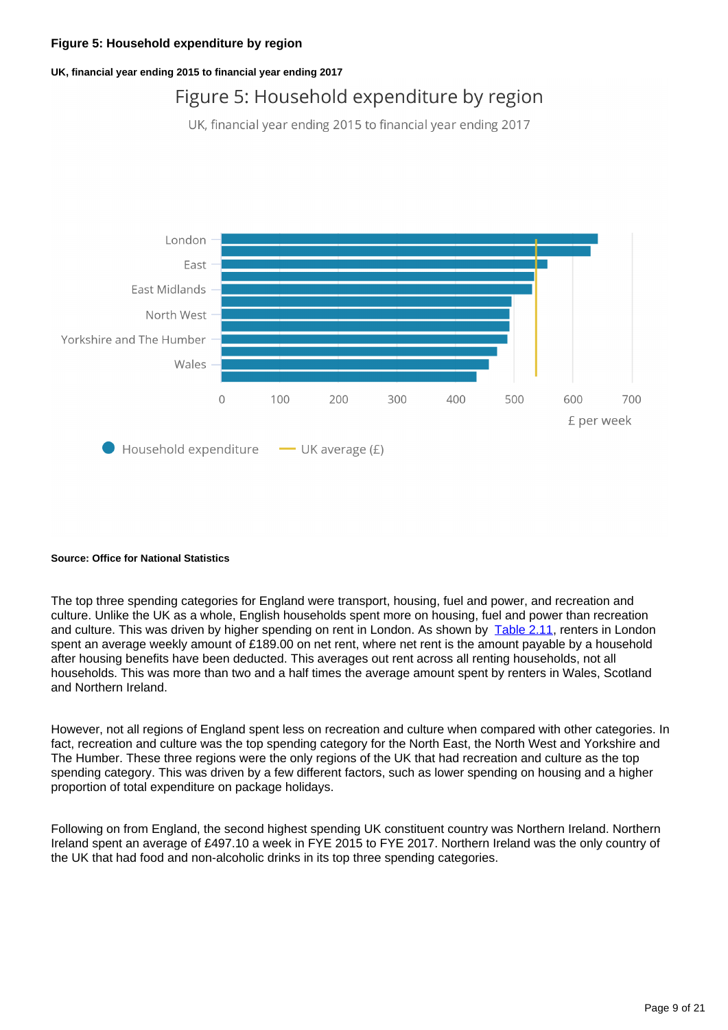**Figure 5: Household expenditure by region**

**UK, financial year ending 2015 to financial year ending 2017**

Figure 5: Household expenditure by region

UK, financial year ending 2015 to financial year ending 2017

London
East
East Midlands
North West
Yorkshire and The Humber
Wales

0 100 200 300 400 500 600 700

£ per week

Household expenditure — UK average (£)

**Source: Office for National Statistics**

The top three spending categories for England were transport, housing, fuel and power, and recreation and culture. Unlike the UK as a whole, English households spent more on housing, fuel and power than recreation and culture. This was driven by higher spending on rent in London. As shown by Table 2.11, renters in London spent an average weekly amount of £189.00 on net rent, where net rent is the amount payable by a household after housing benefits have been deducted. This averages out rent across all renting households, not all households. This was more than two and a half times the average amount spent by renters in Wales, Scotland and Northern Ireland.

However, not all regions of England spent less on recreation and culture when compared with other categories. In fact, recreation and culture was the top spending category for the North East, the North West and Yorkshire and The Humber. These three regions were the only regions of the UK that had recreation and culture as the top spending category. This was driven by a few different factors, such as lower spending on housing and a higher proportion of total expenditure on package holidays.

Following on from England, the second highest spending UK constituent country was Northern Ireland. Northern Ireland spent an average of £497.10 a week in FYE 2015 to FYE 2017. Northern Ireland was the only country of the UK that had food and non-alcoholic drinks in its top three spending categories.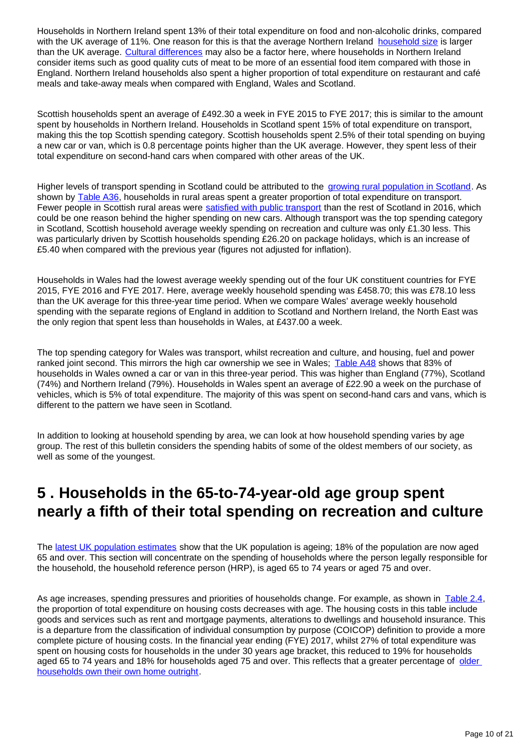Households in Northern Ireland spent 13% of their total expenditure on food and non-alcoholic drinks, compared with the UK average of 11%. One reason for this is that the average Northern Ireland household size is larger than the UK average. Cultural differences may also be a factor here, where households in Northern Ireland consider items such as good quality cuts of meat to be more of an essential food item compared with those in England. Northern Ireland households also spent a higher proportion of total expenditure on restaurant and café meals and take-away meals when compared with England, Wales and Scotland.

Scottish households spent an average of £492.30 a week in FYE 2015 to FYE 2017; this is similar to the amount spent by households in Northern Ireland. Households in Scotland spent 15% of total expenditure on transport, making this the top Scottish spending category. Scottish households spent 2.5% of their total spending on buying a new car or van, which is 0.8 percentage points higher than the UK average. However, they spent less of their total expenditure on second-hand cars when compared with other areas of the UK.

Higher levels of transport spending in Scotland could be attributed to the growing rural population in Scotland. As shown by Table A36, households in rural areas spent a greater proportion of total expenditure on transport. Fewer people in Scottish rural areas were satisfied with public transport than the rest of Scotland in 2016, which could be one reason behind the higher spending on new cars. Although transport was the top spending category in Scotland, Scottish household average weekly spending on recreation and culture was only £1.30 less. This was particularly driven by Scottish households spending £26.20 on package holidays, which is an increase of £5.40 when compared with the previous year (figures not adjusted for inflation).

Households in Wales had the lowest average weekly spending out of the four UK constituent countries for FYE 2015, FYE 2016 and FYE 2017. Here, average weekly household spending was £458.70; this was £78.10 less than the UK average for this three-year time period. When we compare Wales' average weekly household spending with the separate regions of England in addition to Scotland and Northern Ireland, the North East was the only region that spent less than households in Wales, at £437.00 a week.

The top spending category for Wales was transport, whilst recreation and culture, and housing, fuel and power ranked joint second. This mirrors the high car ownership we see in Wales; Table A48 shows that 83% of households in Wales owned a car or van in this three-year period. This was higher than England (77%), Scotland (74%) and Northern Ireland (79%). Households in Wales spent an average of £22.90 a week on the purchase of vehicles, which is 5% of total expenditure. The majority of this was spent on second-hand cars and vans, which is different to the pattern we have seen in Scotland.

In addition to looking at household spending by area, we can look at how household spending varies by age group. The rest of this bulletin considers the spending habits of some of the oldest members of our society, as well as some of the youngest.

## 5 . Households in the 65-to-74-year-old age group spent nearly a fifth of their total spending on recreation and culture

The latest UK population estimates show that the UK population is ageing; 18% of the population are now aged 65 and over. This section will concentrate on the spending of households where the person legally responsible for the household, the household reference person (HRP), is aged 65 to 74 years or aged 75 and over.

As age increases, spending pressures and priorities of households change. For example, as shown in Table 2.4, the proportion of total expenditure on housing costs decreases with age. The housing costs in this table include goods and services such as rent and mortgage payments, alterations to dwellings and household insurance. This is a departure from the classification of individual consumption by purpose (COICOP) definition to provide a more complete picture of housing costs. In the financial year ending (FYE) 2017, whilst 27% of total expenditure was spent on housing costs for households in the under 30 years age bracket, this reduced to 19% for households aged 65 to 74 years and 18% for households aged 75 and over. This reflects that a greater percentage of older households own their own home outright.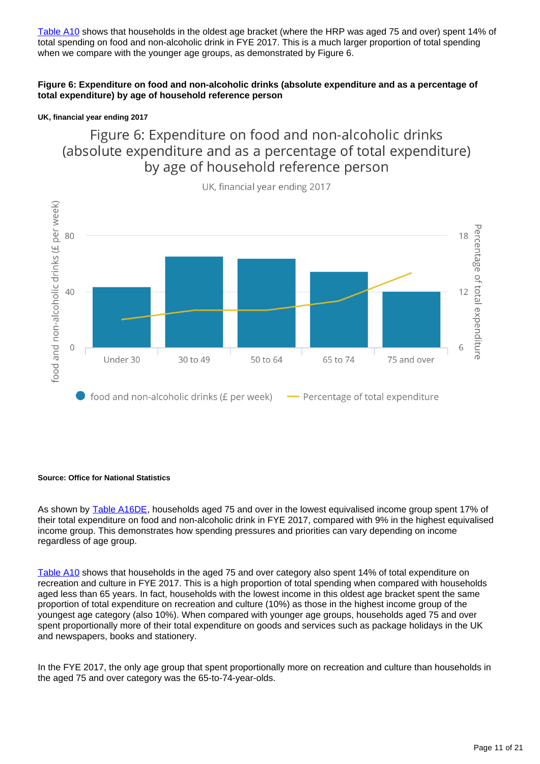Table A10 shows that households in the oldest age bracket (where the HRP was aged 75 and over) spent 14% of total spending on food and non-alcoholic drink in FYE 2017. This is a much larger proportion of total spending when we compare with the younger age groups, as demonstrated by Figure 6.

**Figure 6: Expenditure on food and non-alcoholic drinks (absolute expenditure and as a percentage of total expenditure) by age of household reference person**

**UK, financial year ending 2017**

**Source: Office for National Statistics**

As shown by Table A16DE, households aged 75 and over in the lowest equivalised income group spent 17% of their total expenditure on food and non-alcoholic drink in FYE 2017, compared with 9% in the highest equivalised income group. This demonstrates how spending pressures and priorities can vary depending on income regardless of age group.

Table A10 shows that households in the aged 75 and over category also spent 14% of total expenditure on recreation and culture in FYE 2017. This is a high proportion of total spending when compared with households aged less than 65 years. In fact, households with the lowest income in this oldest age bracket spent the same proportion of total expenditure on recreation and culture (10%) as those in the highest income group of the youngest age category (also 10%). When compared with younger age groups, households aged 75 and over spent proportionally more of their total expenditure on goods and services such as package holidays in the UK and newspapers, books and stationery.

In the FYE 2017, the only age group that spent proportionally more on recreation and culture than households in the aged 75 and over category was the 65-to-74-year-olds.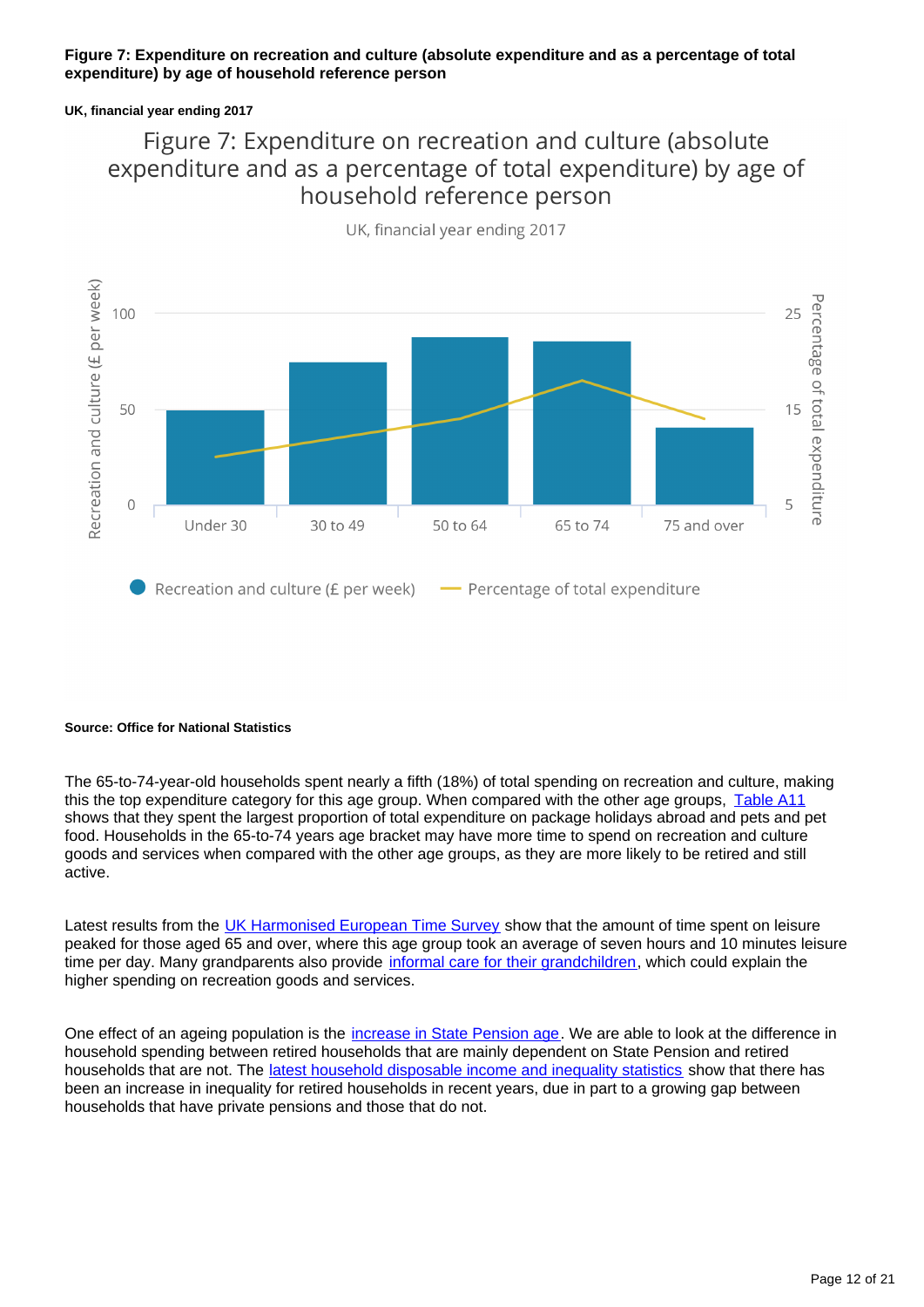**Figure 7: Expenditure on recreation and culture (absolute expenditure and as a percentage of total expenditure) by age of household reference person**

**UK, financial year ending 2017**

Figure 7: Expenditure on recreation and culture (absolute expenditure and as a percentage of total expenditure) by age of household reference person

UK, financial year ending 2017

Recreation and culture (£ per week)

Percentage of total expenditure

Under 30 | 30 to 49 | 50 to 64 | 65 to 74 | 75 and over

Recreation and culture (£ per week) — Percentage of total expenditure

**Source: Office for National Statistics**

The 65-to-74-year-old households spent nearly a fifth (18%) of total spending on recreation and culture, making this the top expenditure category for this age group. When compared with the other age groups, Table A11 shows that they spent the largest proportion of total expenditure on package holidays abroad and pets and pet food. Households in the 65-to-74 years age bracket may have more time to spend on recreation and culture goods and services when compared with the other age groups, as they are more likely to be retired and still active.

Latest results from the UK Harmonised European Time Survey show that the amount of time spent on leisure peaked for those aged 65 and over, where this age group took an average of seven hours and 10 minutes leisure time per day. Many grandparents also provide informal care for their grandchildren, which could explain the higher spending on recreation goods and services.

One effect of an ageing population is the increase in State Pension age. We are able to look at the difference in household spending between retired households that are mainly dependent on State Pension and retired households that are not. The latest household disposable income and inequality statistics show that there has been an increase in inequality for retired households in recent years, due in part to a growing gap between households that have private pensions and those that do not.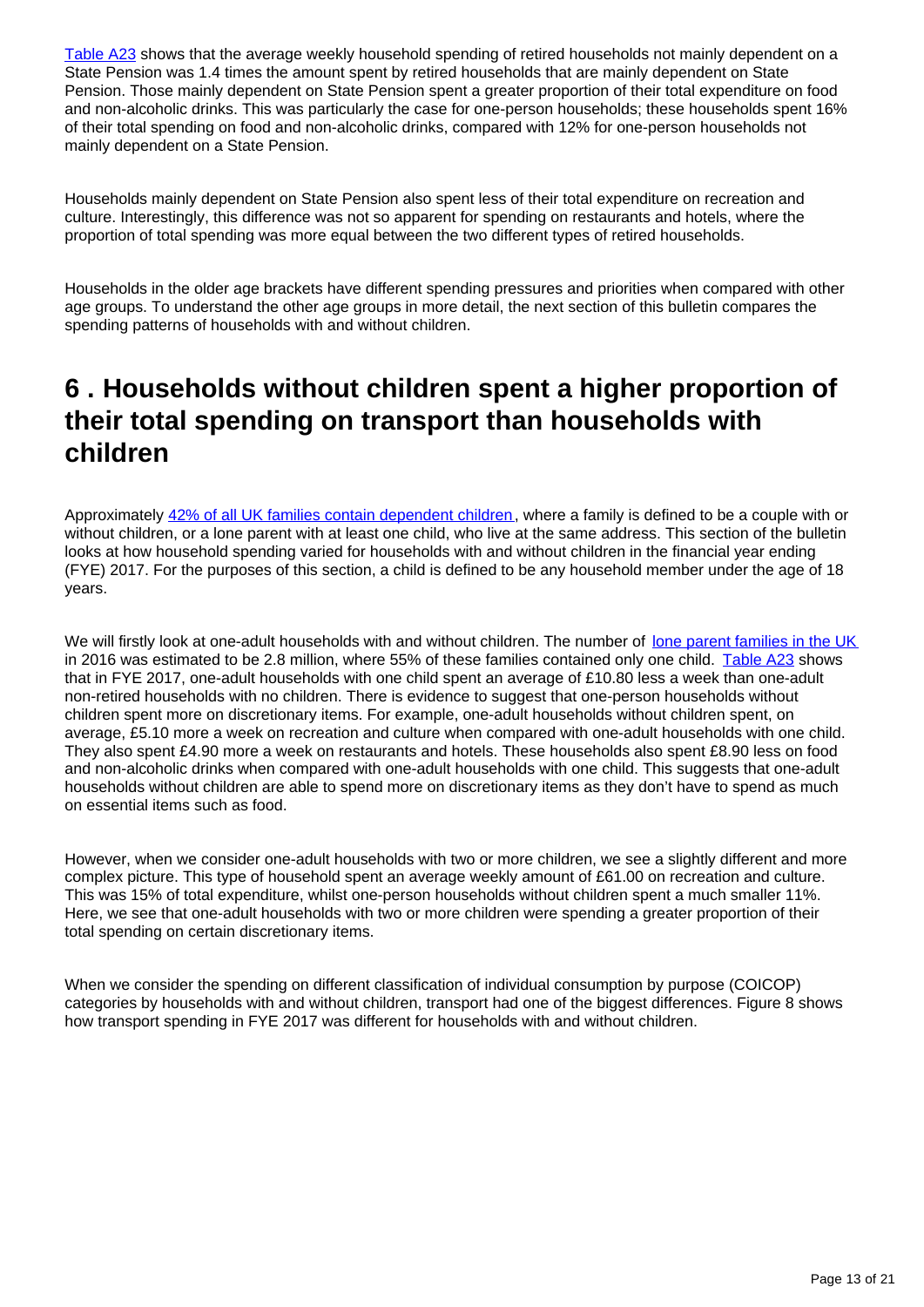[Table A23](#) shows that the average weekly household spending of retired households not mainly dependent on a State Pension was 1.4 times the amount spent by retired households that are mainly dependent on State Pension. Those mainly dependent on State Pension spent a greater proportion of their total expenditure on food and non-alcoholic drinks. This was particularly the case for one-person households; these households spent 16% of their total spending on food and non-alcoholic drinks, compared with 12% for one-person households not mainly dependent on a State Pension.

Households mainly dependent on State Pension also spent less of their total expenditure on recreation and culture. Interestingly, this difference was not so apparent for spending on restaurants and hotels, where the proportion of total spending was more equal between the two different types of retired households.

Households in the older age brackets have different spending pressures and priorities when compared with other age groups. To understand the other age groups in more detail, the next section of this bulletin compares the spending patterns of households with and without children.

# 6 . Households without children spent a higher proportion of their total spending on transport than households with children

Approximately [42% of all UK families contain dependent children](#), where a family is defined to be a couple with or without children, or a lone parent with at least one child, who live at the same address. This section of the bulletin looks at how household spending varied for households with and without children in the financial year ending (FYE) 2017. For the purposes of this section, a child is defined to be any household member under the age of 18 years.

We will firstly look at one-adult households with and without children. The number of [lone parent families in the UK](#) in 2016 was estimated to be 2.8 million, where 55% of these families contained only one child. [Table A23](#) shows that in FYE 2017, one-adult households with one child spent an average of £10.80 less a week than one-adult non-retired households with no children. There is evidence to suggest that one-person households without children spent more on discretionary items. For example, one-adult households without children spent, on average, £5.10 more a week on recreation and culture when compared with one-adult households with one child. They also spent £4.90 more a week on restaurants and hotels. These households also spent £8.90 less on food and non-alcoholic drinks when compared with one-adult households with one child. This suggests that one-adult households without children are able to spend more on discretionary items as they don't have to spend as much on essential items such as food.

However, when we consider one-adult households with two or more children, we see a slightly different and more complex picture. This type of household spent an average weekly amount of £61.00 on recreation and culture. This was 15% of total expenditure, whilst one-person households without children spent a much smaller 11%. Here, we see that one-adult households with two or more children were spending a greater proportion of their total spending on certain discretionary items.

When we consider the spending on different classification of individual consumption by purpose (COICOP) categories by households with and without children, transport had one of the biggest differences. Figure 8 shows how transport spending in FYE 2017 was different for households with and without children.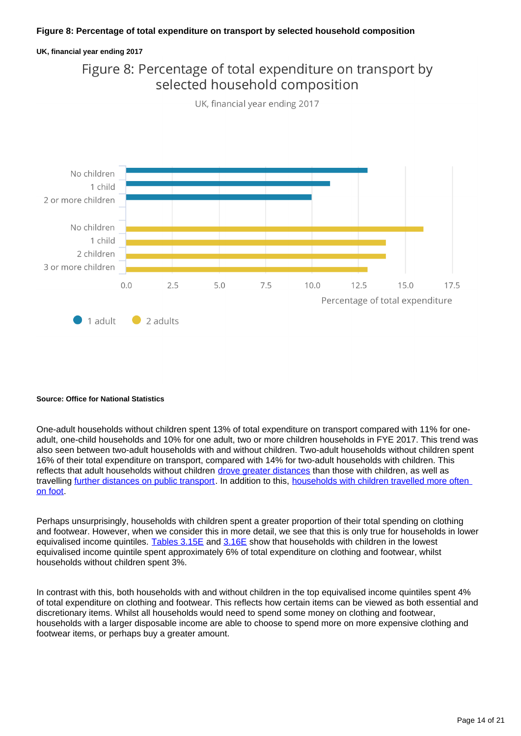**Figure 8: Percentage of total expenditure on transport by selected household composition**

**UK, financial year ending 2017**

**Source: Office for National Statistics**

One-adult households without children spent 13% of total expenditure on transport compared with 11% for one-adult, one-child households and 10% for one adult, two or more children households in FYE 2017. This trend was also seen between two-adult households with and without children. Two-adult households without children spent 16% of their total expenditure on transport, compared with 14% for two-adult households with children. This reflects that adult households without children drove greater distances than those with children, as well as travelling further distances on public transport. In addition to this, households with children travelled more often on foot.

Perhaps unsurprisingly, households with children spent a greater proportion of their total spending on clothing and footwear. However, when we consider this in more detail, we see that this is only true for households in lower equivalised income quintiles. Tables 3.15E and 3.16E show that households with children in the lowest equivalised income quintile spent approximately 6% of total expenditure on clothing and footwear, whilst households without children spent 3%.

In contrast with this, both households with and without children in the top equivalised income quintiles spent 4% of total expenditure on clothing and footwear. This reflects how certain items can be viewed as both essential and discretionary items. Whilst all households would need to spend some money on clothing and footwear, households with a larger disposable income are able to choose to spend more on more expensive clothing and footwear items, or perhaps buy a greater amount.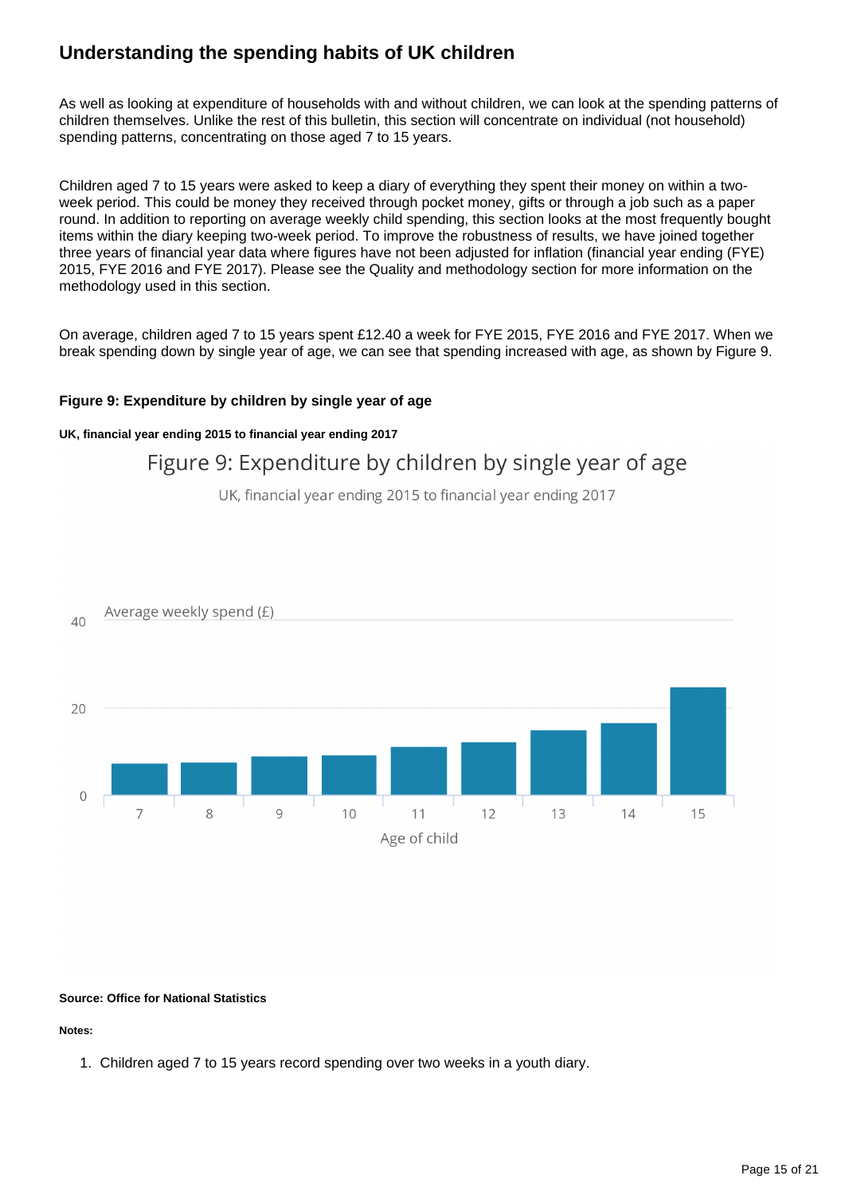## Understanding the spending habits of UK children

As well as looking at expenditure of households with and without children, we can look at the spending patterns of children themselves. Unlike the rest of this bulletin, this section will concentrate on individual (not household) spending patterns, concentrating on those aged 7 to 15 years.

Children aged 7 to 15 years were asked to keep a diary of everything they spent their money on within a two-week period. This could be money they received through pocket money, gifts or through a job such as a paper round. In addition to reporting on average weekly child spending, this section looks at the most frequently bought items within the diary keeping two-week period. To improve the robustness of results, we have joined together three years of financial year data where figures have not been adjusted for inflation (financial year ending (FYE) 2015, FYE 2016 and FYE 2017). Please see the Quality and methodology section for more information on the methodology used in this section.

On average, children aged 7 to 15 years spent £12.40 a week for FYE 2015, FYE 2016 and FYE 2017. When we break spending down by single year of age, we can see that spending increased with age, as shown by Figure 9.

#### Figure 9: Expenditure by children by single year of age

##### UK, financial year ending 2015 to financial year ending 2017

Figure 9: Expenditure by children by single year of age

UK, financial year ending 2015 to financial year ending 2017

Average weekly spend (£)

40

20

0

7 8 9 10 11 12 13 14 15

Age of child

**Source: Office for National Statistics**

**Notes:**

1. Children aged 7 to 15 years record spending over two weeks in a youth diary.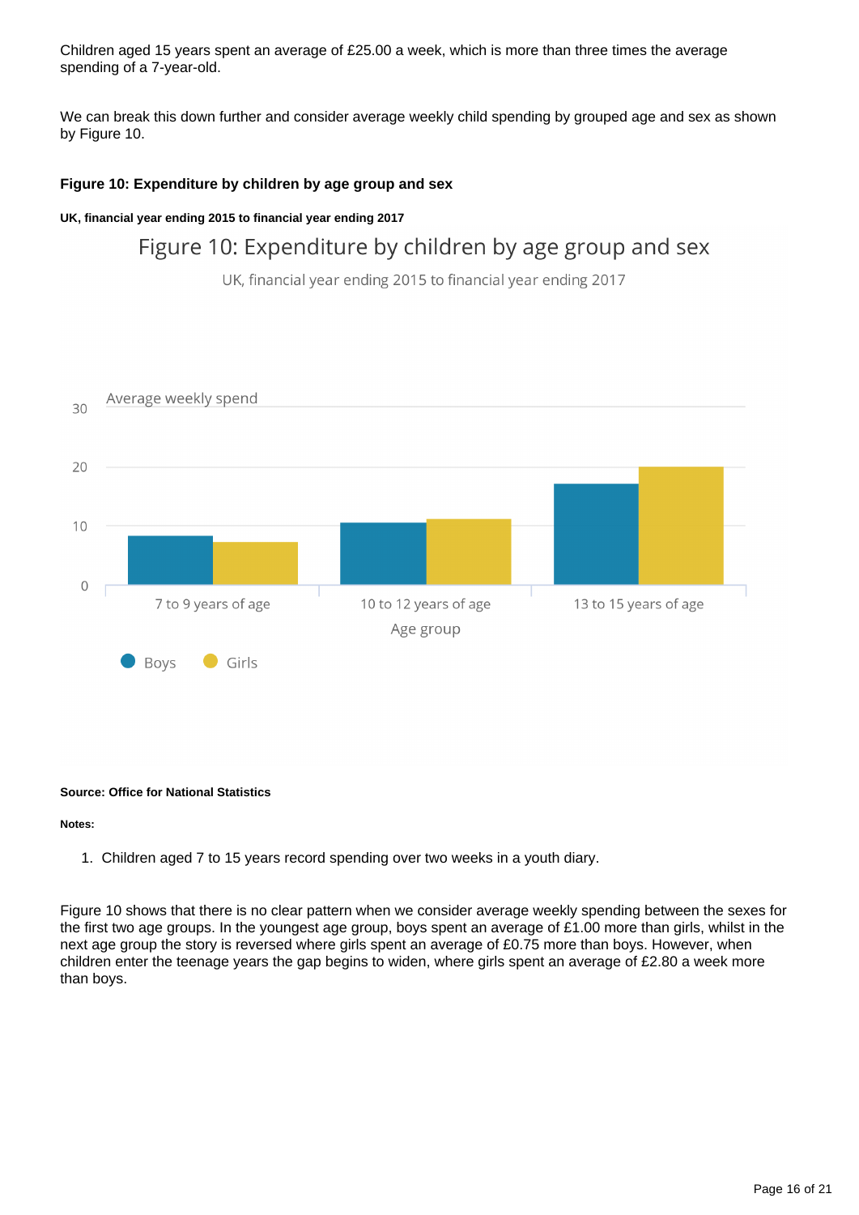Children aged 15 years spent an average of £25.00 a week, which is more than three times the average spending of a 7-year-old.

We can break this down further and consider average weekly child spending by grouped age and sex as shown by Figure 10.

**Figure 10: Expenditure by children by age group and sex**

**UK, financial year ending 2015 to financial year ending 2017**

**Source: Office for National Statistics**

**Notes:**

1. Children aged 7 to 15 years record spending over two weeks in a youth diary.

Figure 10 shows that there is no clear pattern when we consider average weekly spending between the sexes for the first two age groups. In the youngest age group, boys spent an average of £1.00 more than girls, whilst in the next age group the story is reversed where girls spent an average of £0.75 more than boys. However, when children enter the teenage years the gap begins to widen, where girls spent an average of £2.80 a week more than boys.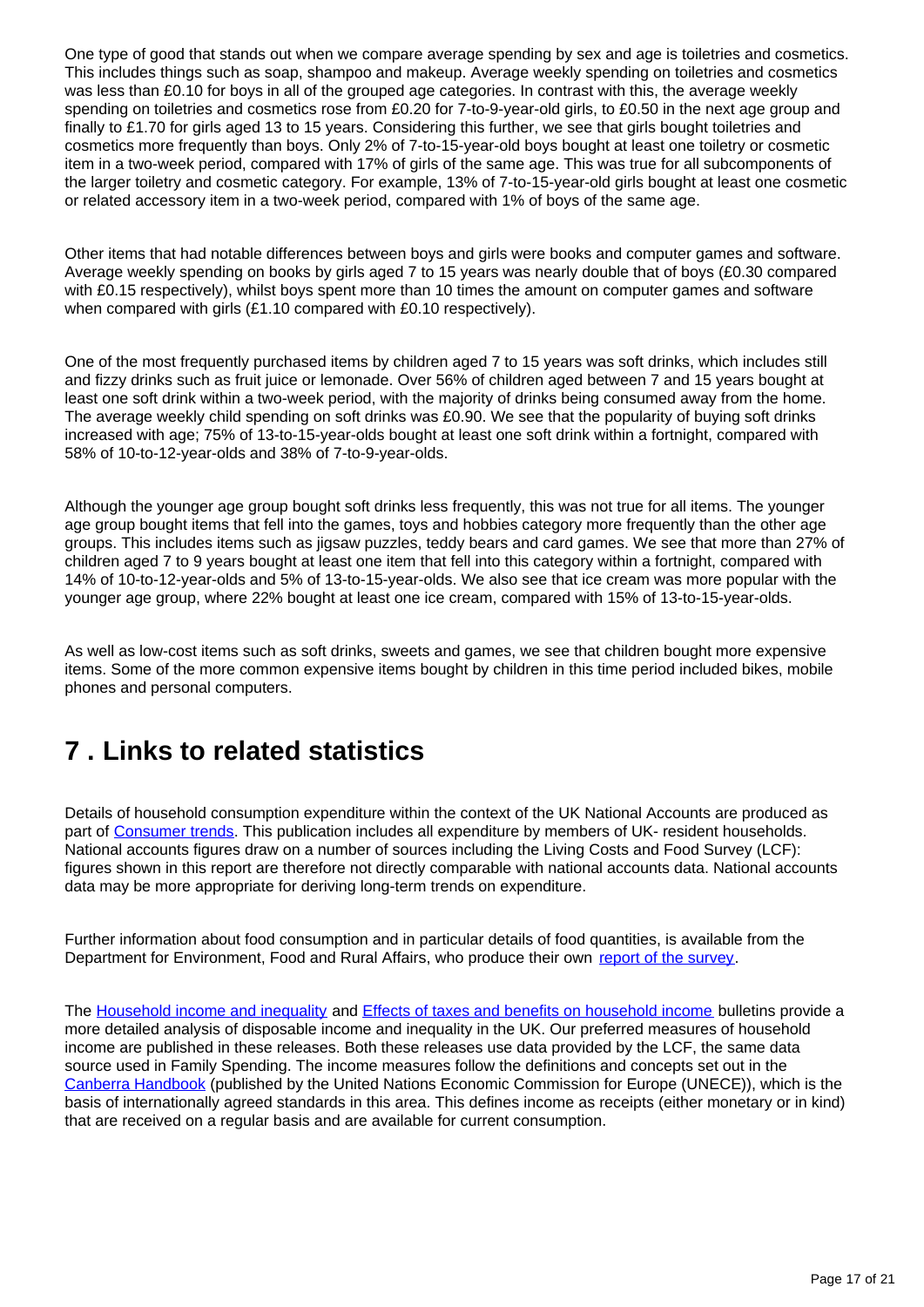One type of good that stands out when we compare average spending by sex and age is toiletries and cosmetics. This includes things such as soap, shampoo and makeup. Average weekly spending on toiletries and cosmetics was less than £0.10 for boys in all of the grouped age categories. In contrast with this, the average weekly spending on toiletries and cosmetics rose from £0.20 for 7-to-9-year-old girls, to £0.50 in the next age group and finally to £1.70 for girls aged 13 to 15 years. Considering this further, we see that girls bought toiletries and cosmetics more frequently than boys. Only 2% of 7-to-15-year-old boys bought at least one toiletry or cosmetic item in a two-week period, compared with 17% of girls of the same age. This was true for all subcomponents of the larger toiletry and cosmetic category. For example, 13% of 7-to-15-year-old girls bought at least one cosmetic or related accessory item in a two-week period, compared with 1% of boys of the same age.

Other items that had notable differences between boys and girls were books and computer games and software. Average weekly spending on books by girls aged 7 to 15 years was nearly double that of boys (£0.30 compared with £0.15 respectively), whilst boys spent more than 10 times the amount on computer games and software when compared with girls (£1.10 compared with £0.10 respectively).

One of the most frequently purchased items by children aged 7 to 15 years was soft drinks, which includes still and fizzy drinks such as fruit juice or lemonade. Over 56% of children aged between 7 and 15 years bought at least one soft drink within a two-week period, with the majority of drinks being consumed away from the home. The average weekly child spending on soft drinks was £0.90. We see that the popularity of buying soft drinks increased with age; 75% of 13-to-15-year-olds bought at least one soft drink within a fortnight, compared with 58% of 10-to-12-year-olds and 38% of 7-to-9-year-olds.

Although the younger age group bought soft drinks less frequently, this was not true for all items. The younger age group bought items that fell into the games, toys and hobbies category more frequently than the other age groups. This includes items such as jigsaw puzzles, teddy bears and card games. We see that more than 27% of children aged 7 to 9 years bought at least one item that fell into this category within a fortnight, compared with 14% of 10-to-12-year-olds and 5% of 13-to-15-year-olds. We also see that ice cream was more popular with the younger age group, where 22% bought at least one ice cream, compared with 15% of 13-to-15-year-olds.

As well as low-cost items such as soft drinks, sweets and games, we see that children bought more expensive items. Some of the more common expensive items bought by children in this time period included bikes, mobile phones and personal computers.

# 7 . Links to related statistics

Details of household consumption expenditure within the context of the UK National Accounts are produced as part of Consumer trends. This publication includes all expenditure by members of UK- resident households. National accounts figures draw on a number of sources including the Living Costs and Food Survey (LCF): figures shown in this report are therefore not directly comparable with national accounts data. National accounts data may be more appropriate for deriving long-term trends on expenditure.

Further information about food consumption and in particular details of food quantities, is available from the Department for Environment, Food and Rural Affairs, who produce their own report of the survey.

The Household income and inequality and Effects of taxes and benefits on household income bulletins provide a more detailed analysis of disposable income and inequality in the UK. Our preferred measures of household income are published in these releases. Both these releases use data provided by the LCF, the same data source used in Family Spending. The income measures follow the definitions and concepts set out in the Canberra Handbook (published by the United Nations Economic Commission for Europe (UNECE)), which is the basis of internationally agreed standards in this area. This defines income as receipts (either monetary or in kind) that are received on a regular basis and are available for current consumption.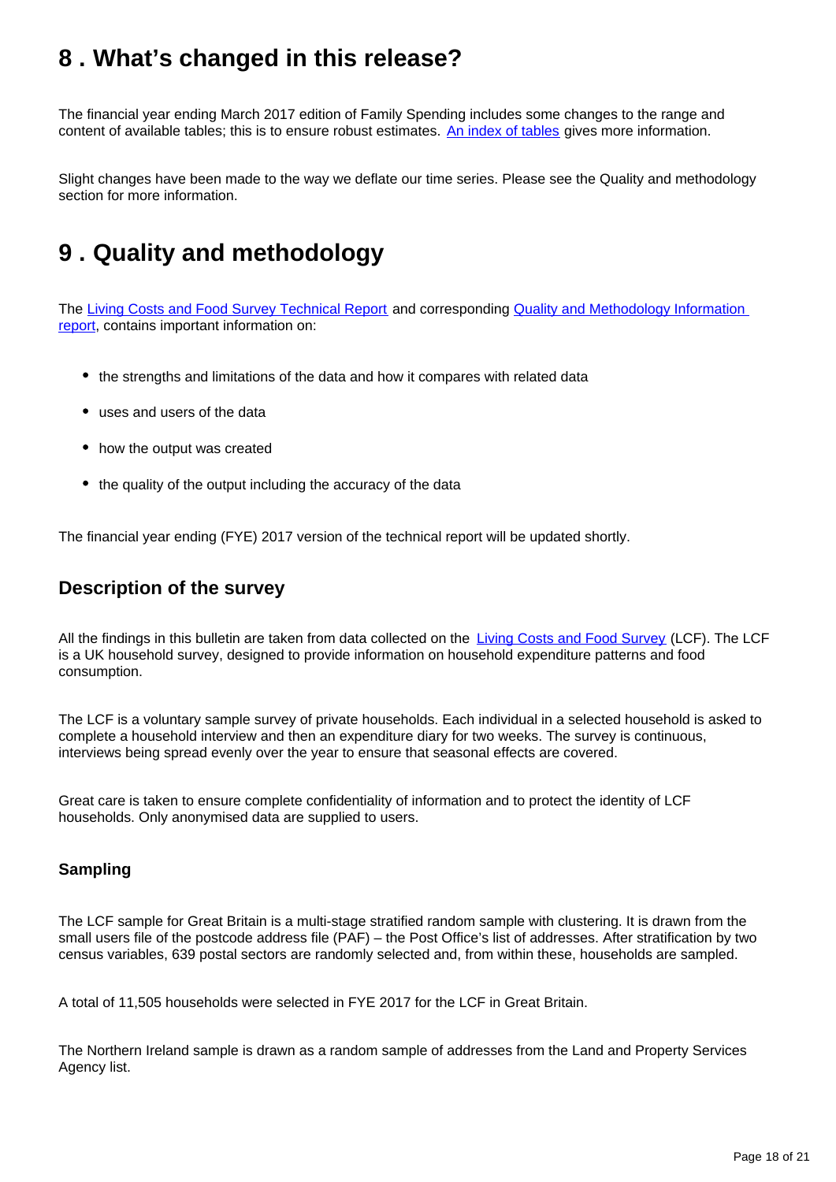## 8 . What's changed in this release?

The financial year ending March 2017 edition of Family Spending includes some changes to the range and content of available tables; this is to ensure robust estimates. An index of tables gives more information.

Slight changes have been made to the way we deflate our time series. Please see the Quality and methodology section for more information.

## 9 . Quality and methodology

The Living Costs and Food Survey Technical Report and corresponding Quality and Methodology Information report, contains important information on:

- the strengths and limitations of the data and how it compares with related data
- uses and users of the data
- how the output was created
- the quality of the output including the accuracy of the data

The financial year ending (FYE) 2017 version of the technical report will be updated shortly.

### Description of the survey

All the findings in this bulletin are taken from data collected on the Living Costs and Food Survey (LCF). The LCF is a UK household survey, designed to provide information on household expenditure patterns and food consumption.

The LCF is a voluntary sample survey of private households. Each individual in a selected household is asked to complete a household interview and then an expenditure diary for two weeks. The survey is continuous, interviews being spread evenly over the year to ensure that seasonal effects are covered.

Great care is taken to ensure complete confidentiality of information and to protect the identity of LCF households. Only anonymised data are supplied to users.

#### Sampling

The LCF sample for Great Britain is a multi-stage stratified random sample with clustering. It is drawn from the small users file of the postcode address file (PAF) – the Post Office's list of addresses. After stratification by two census variables, 639 postal sectors are randomly selected and, from within these, households are sampled.

A total of 11,505 households were selected in FYE 2017 for the LCF in Great Britain.

The Northern Ireland sample is drawn as a random sample of addresses from the Land and Property Services Agency list.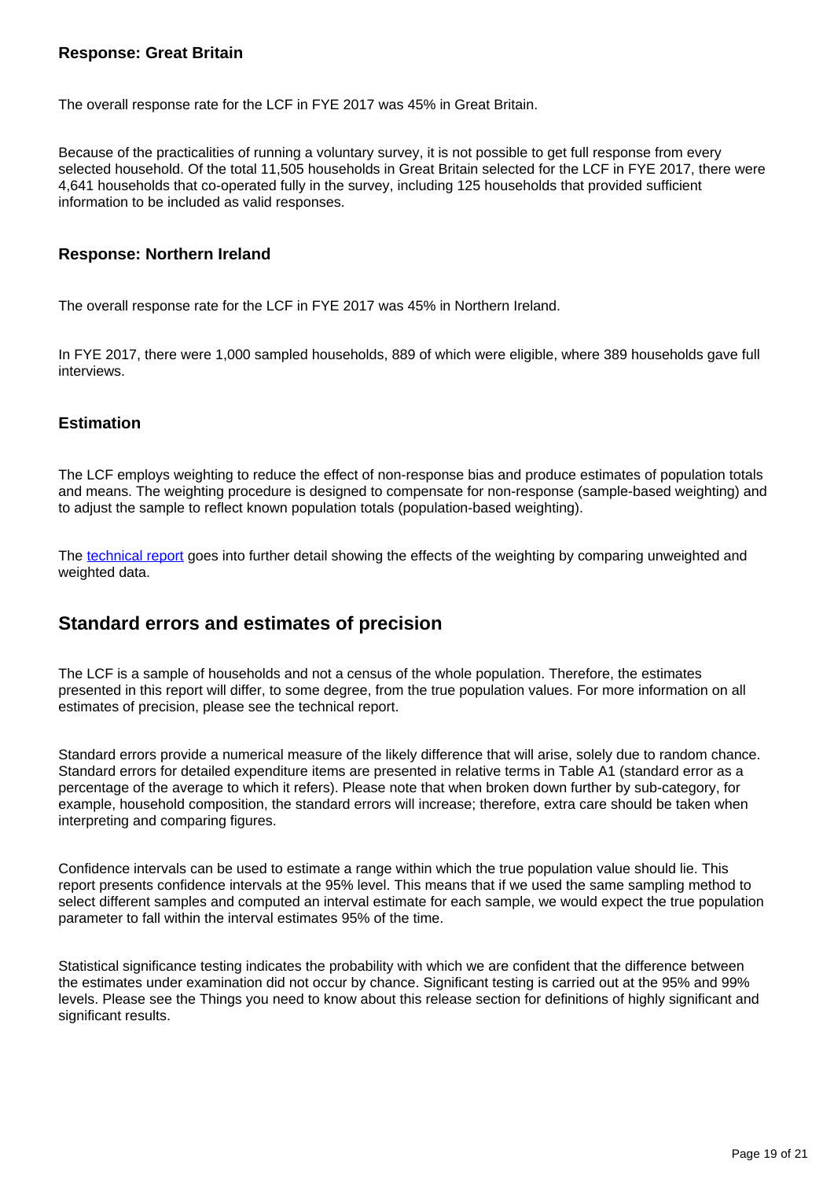### Response: Great Britain

The overall response rate for the LCF in FYE 2017 was 45% in Great Britain.

Because of the practicalities of running a voluntary survey, it is not possible to get full response from every selected household. Of the total 11,505 households in Great Britain selected for the LCF in FYE 2017, there were 4,641 households that co-operated fully in the survey, including 125 households that provided sufficient information to be included as valid responses.

### Response: Northern Ireland

The overall response rate for the LCF in FYE 2017 was 45% in Northern Ireland.

In FYE 2017, there were 1,000 sampled households, 889 of which were eligible, where 389 households gave full interviews.

### Estimation

The LCF employs weighting to reduce the effect of non-response bias and produce estimates of population totals and means. The weighting procedure is designed to compensate for non-response (sample-based weighting) and to adjust the sample to reflect known population totals (population-based weighting).

The technical report goes into further detail showing the effects of the weighting by comparing unweighted and weighted data.

## Standard errors and estimates of precision

The LCF is a sample of households and not a census of the whole population. Therefore, the estimates presented in this report will differ, to some degree, from the true population values. For more information on all estimates of precision, please see the technical report.

Standard errors provide a numerical measure of the likely difference that will arise, solely due to random chance. Standard errors for detailed expenditure items are presented in relative terms in Table A1 (standard error as a percentage of the average to which it refers). Please note that when broken down further by sub-category, for example, household composition, the standard errors will increase; therefore, extra care should be taken when interpreting and comparing figures.

Confidence intervals can be used to estimate a range within which the true population value should lie. This report presents confidence intervals at the 95% level. This means that if we used the same sampling method to select different samples and computed an interval estimate for each sample, we would expect the true population parameter to fall within the interval estimates 95% of the time.

Statistical significance testing indicates the probability with which we are confident that the difference between the estimates under examination did not occur by chance. Significant testing is carried out at the 95% and 99% levels. Please see the Things you need to know about this release section for definitions of highly significant and significant results.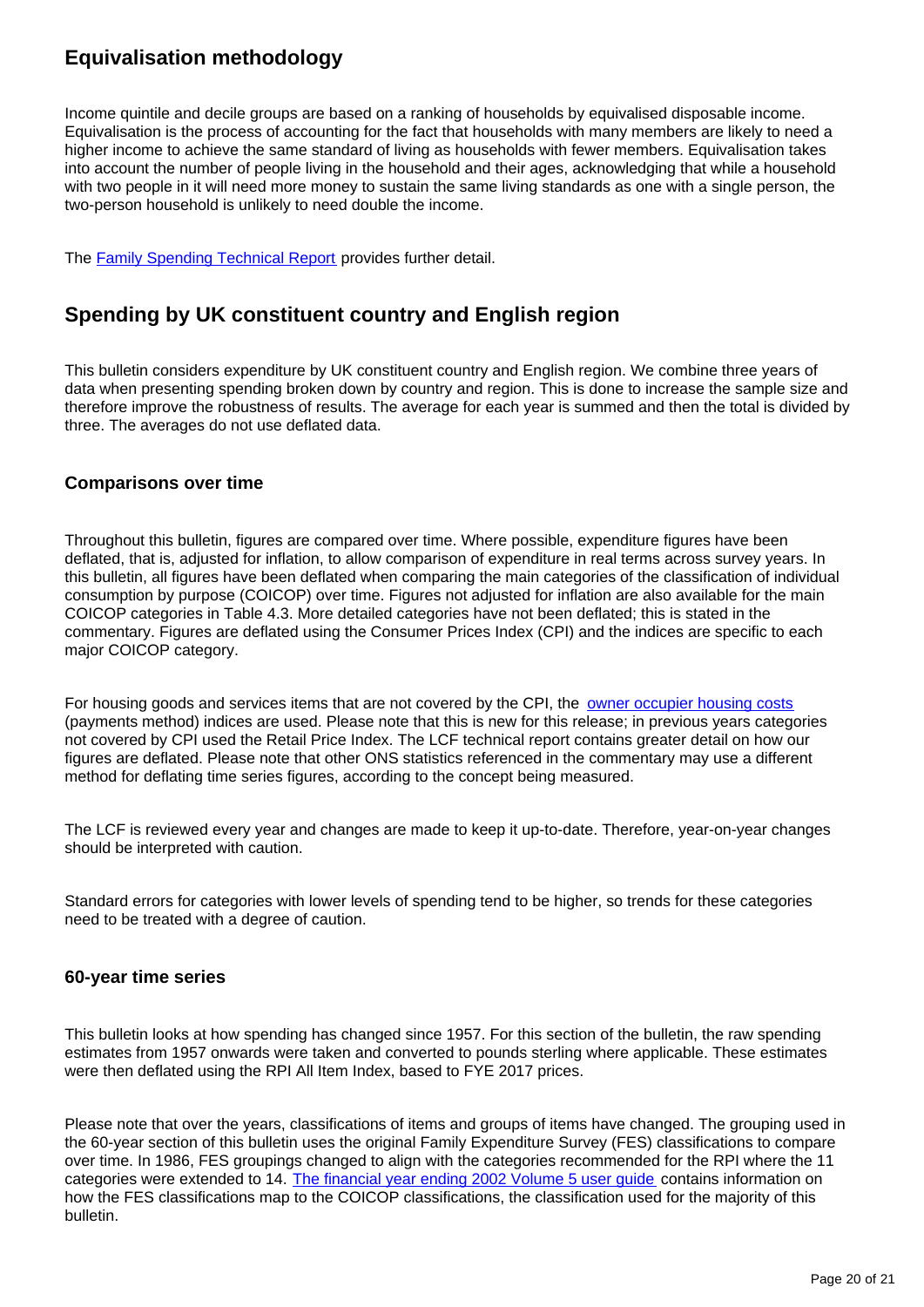## Equivalisation methodology

Income quintile and decile groups are based on a ranking of households by equivalised disposable income. Equivalisation is the process of accounting for the fact that households with many members are likely to need a higher income to achieve the same standard of living as households with fewer members. Equivalisation takes into account the number of people living in the household and their ages, acknowledging that while a household with two people in it will need more money to sustain the same living standards as one with a single person, the two-person household is unlikely to need double the income.

The [Family Spending Technical Report]() provides further detail.

## Spending by UK constituent country and English region

This bulletin considers expenditure by UK constituent country and English region. We combine three years of data when presenting spending broken down by country and region. This is done to increase the sample size and therefore improve the robustness of results. The average for each year is summed and then the total is divided by three. The averages do not use deflated data.

### Comparisons over time

Throughout this bulletin, figures are compared over time. Where possible, expenditure figures have been deflated, that is, adjusted for inflation, to allow comparison of expenditure in real terms across survey years. In this bulletin, all figures have been deflated when comparing the main categories of the classification of individual consumption by purpose (COICOP) over time. Figures not adjusted for inflation are also available for the main COICOP categories in Table 4.3. More detailed categories have not been deflated; this is stated in the commentary. Figures are deflated using the Consumer Prices Index (CPI) and the indices are specific to each major COICOP category.

For housing goods and services items that are not covered by the CPI, the [owner occupier housing costs]() (payments method) indices are used. Please note that this is new for this release; in previous years categories not covered by CPI used the Retail Price Index. The LCF technical report contains greater detail on how our figures are deflated. Please note that other ONS statistics referenced in the commentary may use a different method for deflating time series figures, according to the concept being measured.

The LCF is reviewed every year and changes are made to keep it up-to-date. Therefore, year-on-year changes should be interpreted with caution.

Standard errors for categories with lower levels of spending tend to be higher, so trends for these categories need to be treated with a degree of caution.

### 60-year time series

This bulletin looks at how spending has changed since 1957. For this section of the bulletin, the raw spending estimates from 1957 onwards were taken and converted to pounds sterling where applicable. These estimates were then deflated using the RPI All Item Index, based to FYE 2017 prices.

Please note that over the years, classifications of items and groups of items have changed. The grouping used in the 60-year section of this bulletin uses the original Family Expenditure Survey (FES) classifications to compare over time. In 1986, FES groupings changed to align with the categories recommended for the RPI where the 11 categories were extended to 14. [The financial year ending 2002 Volume 5 user guide]() contains information on how the FES classifications map to the COICOP classifications, the classification used for the majority of this bulletin.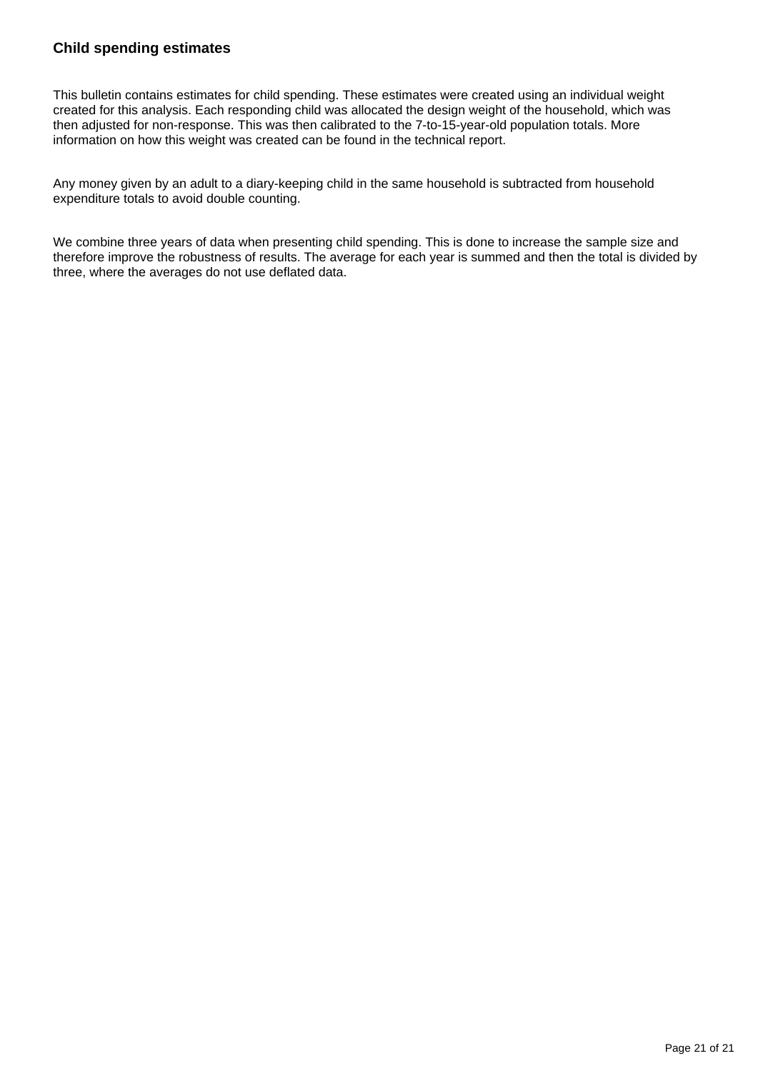### Child spending estimates

This bulletin contains estimates for child spending. These estimates were created using an individual weight created for this analysis. Each responding child was allocated the design weight of the household, which was then adjusted for non-response. This was then calibrated to the 7-to-15-year-old population totals. More information on how this weight was created can be found in the technical report.

Any money given by an adult to a diary-keeping child in the same household is subtracted from household expenditure totals to avoid double counting.

We combine three years of data when presenting child spending. This is done to increase the sample size and therefore improve the robustness of results. The average for each year is summed and then the total is divided by three, where the averages do not use deflated data.